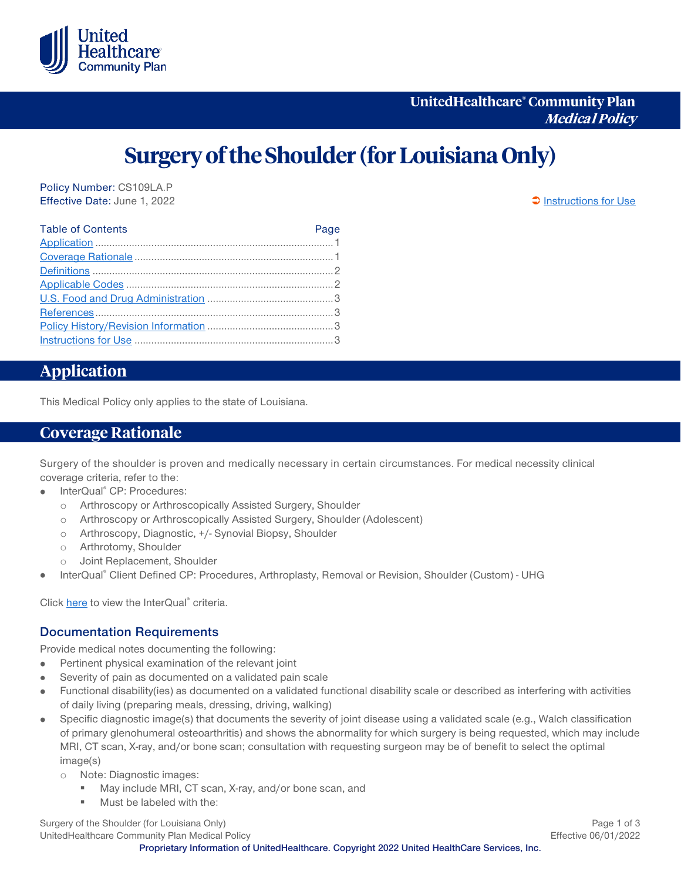# Surgery of the Shoulder (for Louisiana Only)

Policy Number: CS109LA.P
Effective Date: June 1, 2022

Instructions for Use

| Table of Contents | Page |
|---|---|
| Application | 1 |
| Coverage Rationale | 1 |
| Definitions | 2 |
| Applicable Codes | 2 |
| U.S. Food and Drug Administration | 3 |
| References | 3 |
| Policy History/Revision Information | 3 |
| Instructions for Use | 3 |

## Application

This Medical Policy only applies to the state of Louisiana.

## Coverage Rationale

Surgery of the shoulder is proven and medically necessary in certain circumstances. For medical necessity clinical coverage criteria, refer to the:

- InterQual® CP: Procedures:
  - Arthroscopy or Arthroscopically Assisted Surgery, Shoulder
  - Arthroscopy or Arthroscopically Assisted Surgery, Shoulder (Adolescent)
  - Arthroscopy, Diagnostic, +/- Synovial Biopsy, Shoulder
  - Arthrotomy, Shoulder
  - Joint Replacement, Shoulder
- InterQual® Client Defined CP: Procedures, Arthroplasty, Removal or Revision, Shoulder (Custom) - UHG

Click here to view the InterQual® criteria.

### Documentation Requirements

Provide medical notes documenting the following:

- Pertinent physical examination of the relevant joint
- Severity of pain as documented on a validated pain scale
- Functional disability(ies) as documented on a validated functional disability scale or described as interfering with activities of daily living (preparing meals, dressing, driving, walking)
- Specific diagnostic image(s) that documents the severity of joint disease using a validated scale (e.g., Walch classification of primary glenohumeral osteoarthritis) and shows the abnormality for which surgery is being requested, which may include MRI, CT scan, X-ray, and/or bone scan; consultation with requesting surgeon may be of benefit to select the optimal image(s)
  - Note: Diagnostic images:
    - May include MRI, CT scan, X-ray, and/or bone scan, and
    - Must be labeled with the: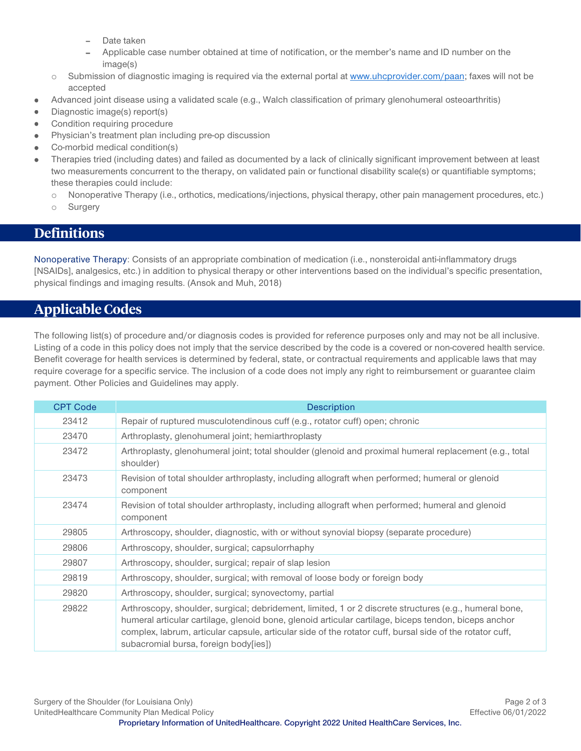- Date taken
   - Applicable case number obtained at time of notification, or the member's name and ID number on the image(s)
  - Submission of diagnostic imaging is required via the external portal at www.uhcprovider.com/paan; faxes will not be accepted
- Advanced joint disease using a validated scale (e.g., Walch classification of primary glenohumeral osteoarthritis)
- Diagnostic image(s) report(s)
- Condition requiring procedure
- Physician's treatment plan including pre-op discussion
- Co-morbid medical condition(s)
- Therapies tried (including dates) and failed as documented by a lack of clinically significant improvement between at least two measurements concurrent to the therapy, on validated pain or functional disability scale(s) or quantifiable symptoms; these therapies could include:
  - Nonoperative Therapy (i.e., orthotics, medications/injections, physical therapy, other pain management procedures, etc.)
  - Surgery

## Definitions

Nonoperative Therapy: Consists of an appropriate combination of medication (i.e., nonsteroidal anti-inflammatory drugs [NSAIDs], analgesics, etc.) in addition to physical therapy or other interventions based on the individual's specific presentation, physical findings and imaging results. (Ansok and Muh, 2018)

## Applicable Codes

The following list(s) of procedure and/or diagnosis codes is provided for reference purposes only and may not be all inclusive. Listing of a code in this policy does not imply that the service described by the code is a covered or non-covered health service. Benefit coverage for health services is determined by federal, state, or contractual requirements and applicable laws that may require coverage for a specific service. The inclusion of a code does not imply any right to reimbursement or guarantee claim payment. Other Policies and Guidelines may apply.

| CPT Code | Description |
|---|---|
| 23412 | Repair of ruptured musculotendinous cuff (e.g., rotator cuff) open; chronic |
| 23470 | Arthroplasty, glenohumeral joint; hemiarthroplasty |
| 23472 | Arthroplasty, glenohumeral joint; total shoulder (glenoid and proximal humeral replacement (e.g., total shoulder) |
| 23473 | Revision of total shoulder arthroplasty, including allograft when performed; humeral or glenoid component |
| 23474 | Revision of total shoulder arthroplasty, including allograft when performed; humeral and glenoid component |
| 29805 | Arthroscopy, shoulder, diagnostic, with or without synovial biopsy (separate procedure) |
| 29806 | Arthroscopy, shoulder, surgical; capsulorrhaphy |
| 29807 | Arthroscopy, shoulder, surgical; repair of slap lesion |
| 29819 | Arthroscopy, shoulder, surgical; with removal of loose body or foreign body |
| 29820 | Arthroscopy, shoulder, surgical; synovectomy, partial |
| 29822 | Arthroscopy, shoulder, surgical; debridement, limited, 1 or 2 discrete structures (e.g., humeral bone, humeral articular cartilage, glenoid bone, glenoid articular cartilage, biceps tendon, biceps anchor complex, labrum, articular capsule, articular side of the rotator cuff, bursal side of the rotator cuff, subacromial bursa, foreign body[ies]) |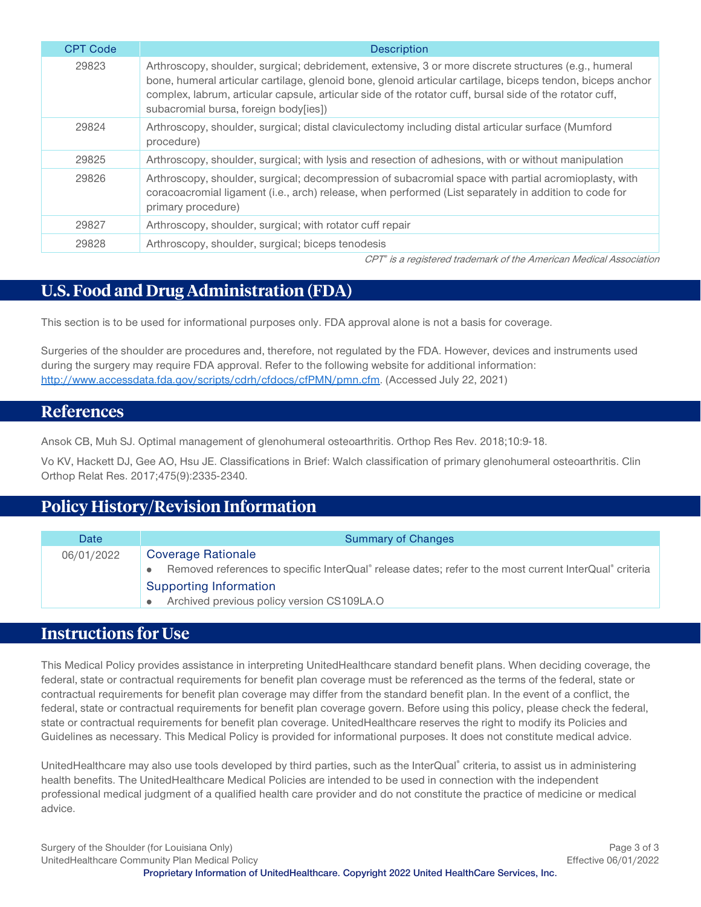| CPT Code | Description |
|---|---|
| 29823 | Arthroscopy, shoulder, surgical; debridement, extensive, 3 or more discrete structures (e.g., humeral bone, humeral articular cartilage, glenoid bone, glenoid articular cartilage, biceps tendon, biceps anchor complex, labrum, articular capsule, articular side of the rotator cuff, bursal side of the rotator cuff, subacromial bursa, foreign body[ies]) |
| 29824 | Arthroscopy, shoulder, surgical; distal claviculectomy including distal articular surface (Mumford procedure) |
| 29825 | Arthroscopy, shoulder, surgical; with lysis and resection of adhesions, with or without manipulation |
| 29826 | Arthroscopy, shoulder, surgical; decompression of subacromial space with partial acromioplasty, with coracoacromial ligament (i.e., arch) release, when performed (List separately in addition to code for primary procedure) |
| 29827 | Arthroscopy, shoulder, surgical; with rotator cuff repair |
| 29828 | Arthroscopy, shoulder, surgical; biceps tenodesis |

*CPT® is a registered trademark of the American Medical Association*

## U.S. Food and Drug Administration (FDA)

This section is to be used for informational purposes only. FDA approval alone is not a basis for coverage.

Surgeries of the shoulder are procedures and, therefore, not regulated by the FDA. However, devices and instruments used during the surgery may require FDA approval. Refer to the following website for additional information: http://www.accessdata.fda.gov/scripts/cdrh/cfdocs/cfPMN/pmn.cfm. (Accessed July 22, 2021)

## References

Ansok CB, Muh SJ. Optimal management of glenohumeral osteoarthritis. Orthop Res Rev. 2018;10:9-18.

Vo KV, Hackett DJ, Gee AO, Hsu JE. Classifications in Brief: Walch classification of primary glenohumeral osteoarthritis. Clin Orthop Relat Res. 2017;475(9):2335-2340.

## Policy History/Revision Information

| Date | Summary of Changes |
|---|---|
| 06/01/2022 | **Coverage Rationale**<br>• Removed references to specific InterQual® release dates; refer to the most current InterQual® criteria<br>**Supporting Information**<br>• Archived previous policy version CS109LA.O |

## Instructions for Use

This Medical Policy provides assistance in interpreting UnitedHealthcare standard benefit plans. When deciding coverage, the federal, state or contractual requirements for benefit plan coverage must be referenced as the terms of the federal, state or contractual requirements for benefit plan coverage may differ from the standard benefit plan. In the event of a conflict, the federal, state or contractual requirements for benefit plan coverage govern. Before using this policy, please check the federal, state or contractual requirements for benefit plan coverage. UnitedHealthcare reserves the right to modify its Policies and Guidelines as necessary. This Medical Policy is provided for informational purposes. It does not constitute medical advice.

UnitedHealthcare may also use tools developed by third parties, such as the InterQual® criteria, to assist us in administering health benefits. The UnitedHealthcare Medical Policies are intended to be used in connection with the independent professional medical judgment of a qualified health care provider and do not constitute the practice of medicine or medical advice.